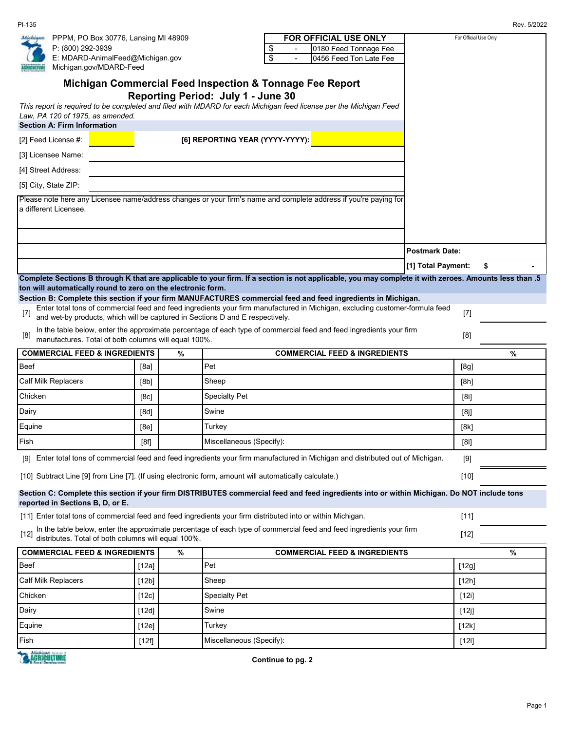PI-135 Rev. 5/2022

PPPM, PO Box 30776, Lansing MI 48909
P: (800) 292-3939
E: MDARD-AnimalFeed@Michigan.gov
Michigan.gov/MDARD-Feed

| FOR OFFICIAL USE ONLY | |
|---|---|
| $ - | 0180 Feed Tonnage Fee |
| $ - | 0456 Feed Ton Late Fee |

For Official Use Only

# Michigan Commercial Feed Inspection & Tonnage Fee Report

## Reporting Period: July 1 - June 30

*This report is required to be completed and filed with MDARD for each Michigan feed license per the Michigan Feed Law, PA 120 of 1975, as amended.*

**Section A: Firm Information**

[2] Feed License #: ________ **[6] REPORTING YEAR (YYYY-YYYY):** ________

[3] Licensee Name: ________

[4] Street Address: ________

[5] City, State ZIP: ________

Please note here any Licensee name/address changes or your firm's name and complete address if you're paying for a different Licensee.

**Postmark Date:**

**[1] Total Payment:** $ -

**Complete Sections B through K that are applicable to your firm. If a section is not applicable, you may complete it with zeroes. Amounts less than .5 ton will automatically round to zero on the electronic form.**

**Section B: Complete this section if your firm MANUFACTURES commercial feed and feed ingredients in Michigan.**

[7] Enter total tons of commercial feed and feed ingredients your firm manufactured in Michigan, excluding customer-formula feed and wet-by products, which will be captured in Sections D and E respectively. [7] ________

[8] In the table below, enter the approximate percentage of each type of commercial feed and feed ingredients your firm manufactures. Total of both columns will equal 100%. [8] ________

| COMMERCIAL FEED & INGREDIENTS | | % | COMMERCIAL FEED & INGREDIENTS | | % |
|---|---|---|---|---|---|
| Beef | [8a] | | Pet | [8g] | |
| Calf Milk Replacers | [8b] | | Sheep | [8h] | |
| Chicken | [8c] | | Specialty Pet | [8i] | |
| Dairy | [8d] | | Swine | [8j] | |
| Equine | [8e] | | Turkey | [8k] | |
| Fish | [8f] | | Miscellaneous (Specify): | [8l] | |

[9] Enter total tons of commercial feed and feed ingredients your firm manufactured in Michigan and distributed out of Michigan. [9] ________

[10] Subtract Line [9] from Line [7]. (If using electronic form, amount will automatically calculate.) [10] ________

**Section C: Complete this section if your firm DISTRIBUTES commercial feed and feed ingredients into or within Michigan. Do NOT include tons reported in Sections B, D, or E.**

[11] Enter total tons of commercial feed and feed ingredients your firm distributed into or within Michigan. [11] ________

[12] In the table below, enter the approximate percentage of each type of commercial feed and feed ingredients your firm distributes. Total of both columns will equal 100%. [12] ________

| COMMERCIAL FEED & INGREDIENTS | | % | COMMERCIAL FEED & INGREDIENTS | | % |
|---|---|---|---|---|---|
| Beef | [12a] | | Pet | [12g] | |
| Calf Milk Replacers | [12b] | | Sheep | [12h] | |
| Chicken | [12c] | | Specialty Pet | [12i] | |
| Dairy | [12d] | | Swine | [12j] | |
| Equine | [12e] | | Turkey | [12k] | |
| Fish | [12f] | | Miscellaneous (Specify): | [12l] | |

**Continue to pg. 2**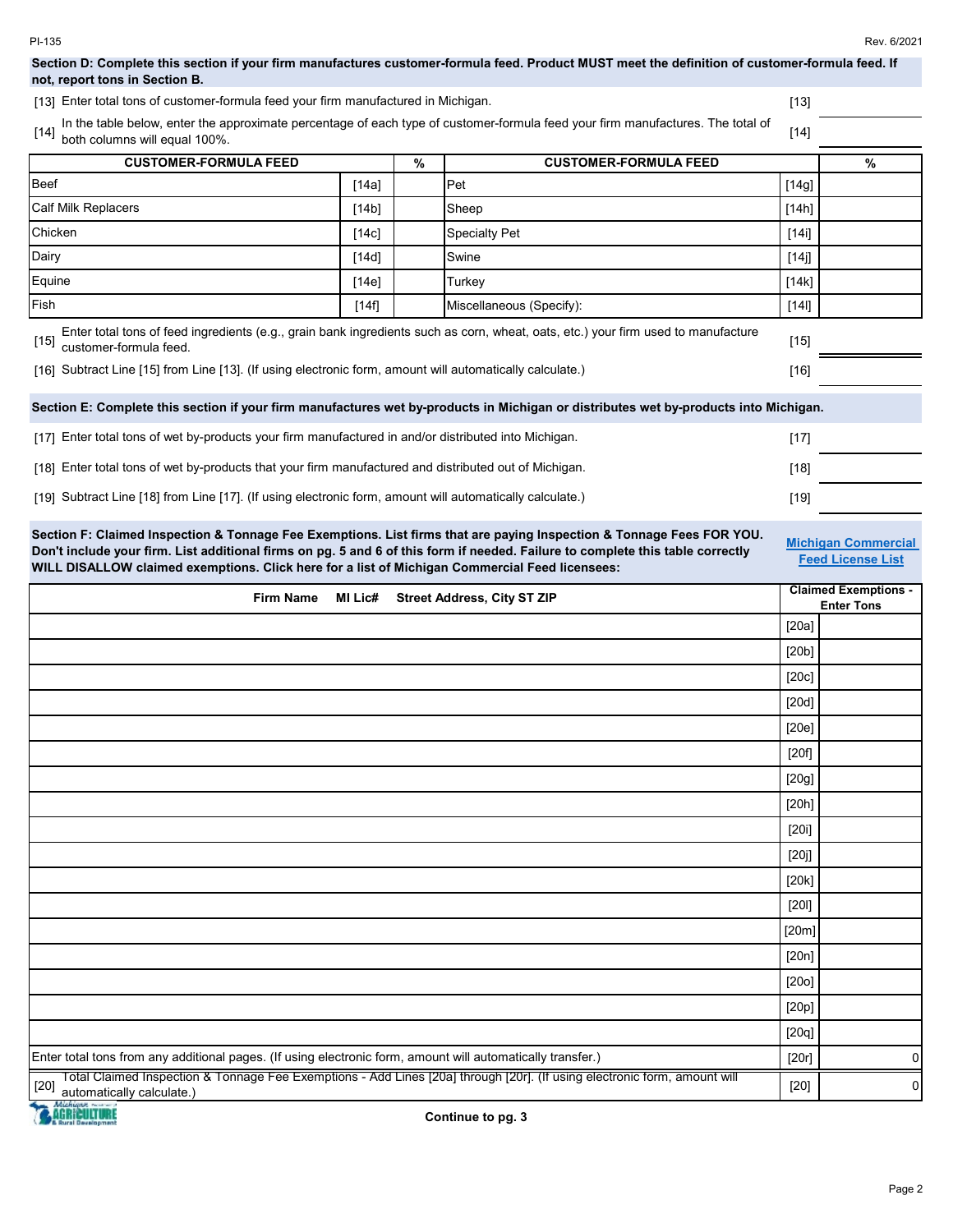**Section D: Complete this section if your firm manufactures customer-formula feed. Product MUST meet the definition of customer-formula feed. If not, report tons in Section B.**

[13] Enter total tons of customer-formula feed your firm manufactured in Michigan. [13] ______

[14] In the table below, enter the approximate percentage of each type of customer-formula feed your firm manufactures. The total of both columns will equal 100%. [14] ______

| CUSTOMER-FORMULA FEED | | % | CUSTOMER-FORMULA FEED | | % |
|---|---|---|---|---|---|
| Beef | [14a] | | Pet | [14g] | |
| Calf Milk Replacers | [14b] | | Sheep | [14h] | |
| Chicken | [14c] | | Specialty Pet | [14i] | |
| Dairy | [14d] | | Swine | [14j] | |
| Equine | [14e] | | Turkey | [14k] | |
| Fish | [14f] | | Miscellaneous (Specify): | [14l] | |

[15] Enter total tons of feed ingredients (e.g., grain bank ingredients such as corn, wheat, oats, etc.) your firm used to manufacture customer-formula feed. [15] ______

[16] Subtract Line [15] from Line [13]. (If using electronic form, amount will automatically calculate.) [16] ______

**Section E: Complete this section if your firm manufactures wet by-products in Michigan or distributes wet by-products into Michigan.**

[17] Enter total tons of wet by-products your firm manufactured in and/or distributed into Michigan. [17] ______

[18] Enter total tons of wet by-products that your firm manufactured and distributed out of Michigan. [18] ______

[19] Subtract Line [18] from Line [17]. (If using electronic form, amount will automatically calculate.) [19] ______

**Section F: Claimed Inspection & Tonnage Fee Exemptions. List firms that are paying Inspection & Tonnage Fees FOR YOU. Don't include your firm. List additional firms on pg. 5 and 6 of this form if needed. Failure to complete this table correctly WILL DISALLOW claimed exemptions. Click here for a list of Michigan Commercial Feed licensees:** Michigan Commercial Feed License List

| Firm Name MI Lic# Street Address, City ST ZIP | | Claimed Exemptions - Enter Tons |
|---|---|---|
| | [20a] | |
| | [20b] | |
| | [20c] | |
| | [20d] | |
| | [20e] | |
| | [20f] | |
| | [20g] | |
| | [20h] | |
| | [20i] | |
| | [20j] | |
| | [20k] | |
| | [20l] | |
| | [20m] | |
| | [20n] | |
| | [20o] | |
| | [20p] | |
| | [20q] | |
| Enter total tons from any additional pages. (If using electronic form, amount will automatically transfer.) | [20r] | 0 |
| [20] Total Claimed Inspection & Tonnage Fee Exemptions - Add Lines [20a] through [20r]. (If using electronic form, amount will automatically calculate.) | [20] | 0 |

**Continue to pg. 3**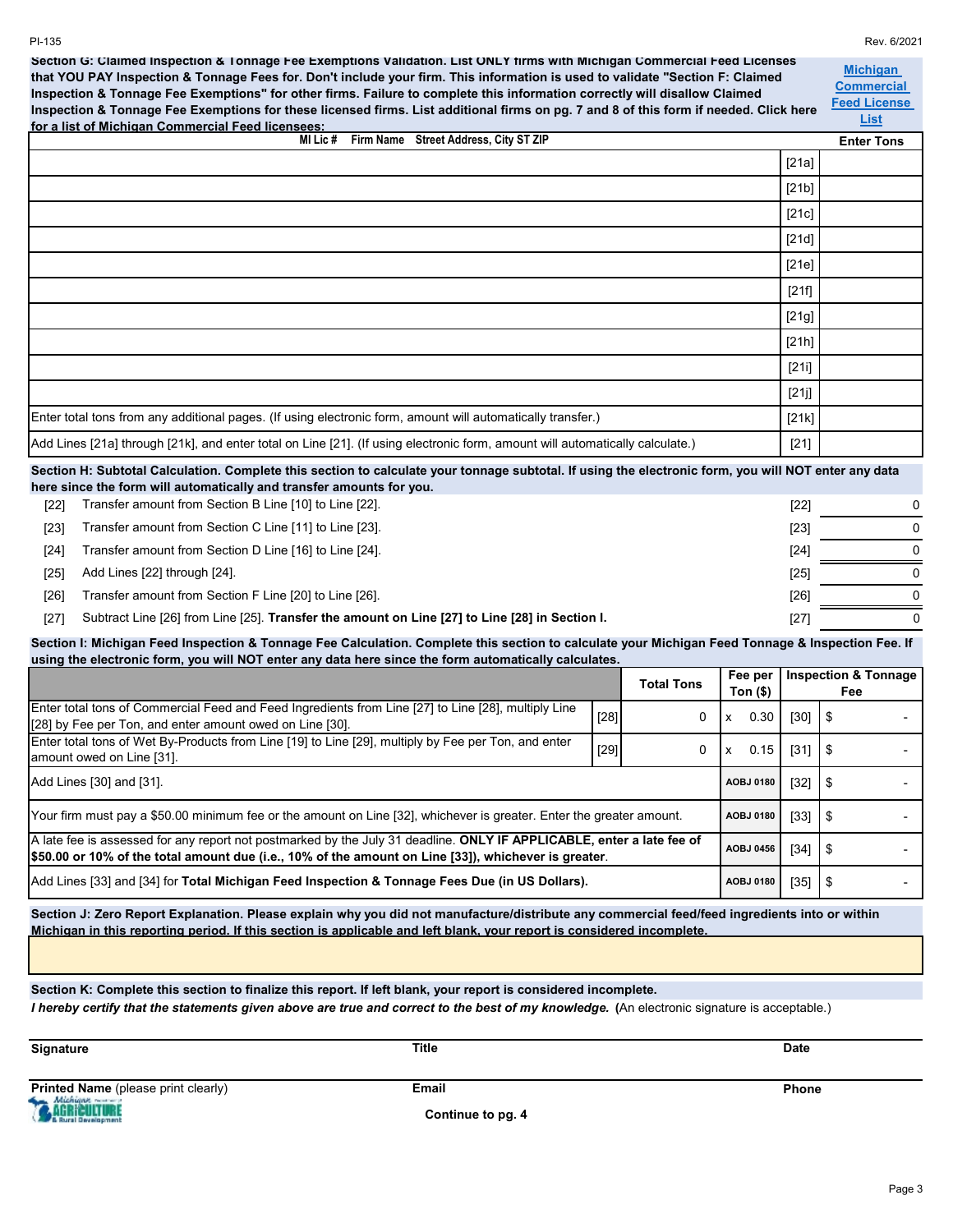**Section G: Claimed Inspection & Tonnage Fee Exemptions Validation. List ONLY firms with Michigan Commercial Feed Licenses that YOU PAY Inspection & Tonnage Fees for. Don't include your firm. This information is used to validate "Section F: Claimed Inspection & Tonnage Fee Exemptions" for other firms. Failure to complete this information correctly will disallow Claimed Inspection & Tonnage Fee Exemptions for these licensed firms. List additional firms on pg. 7 and 8 of this form if needed. Click here for a list of Michigan Commercial Feed licensees:** Michigan Commercial Feed License List

| MI Lic # Firm Name Street Address, City ST ZIP | | Enter Tons |
|---|---|---|
| | [21a] | |
| | [21b] | |
| | [21c] | |
| | [21d] | |
| | [21e] | |
| | [21f] | |
| | [21g] | |
| | [21h] | |
| | [21i] | |
| | [21j] | |
| Enter total tons from any additional pages. (If using electronic form, amount will automatically transfer.) | [21k] | |
| Add Lines [21a] through [21k], and enter total on Line [21]. (If using electronic form, amount will automatically calculate.) | [21] | |

**Section H: Subtotal Calculation. Complete this section to calculate your tonnage subtotal. If using the electronic form, you will NOT enter any data here since the form will automatically and transfer amounts for you.**

| | | | |
|---|---|---|---|
| [22] | Transfer amount from Section B Line [10] to Line [22]. | [22] | 0 |
| [23] | Transfer amount from Section C Line [11] to Line [23]. | [23] | 0 |
| [24] | Transfer amount from Section D Line [16] to Line [24]. | [24] | 0 |
| [25] | Add Lines [22] through [24]. | [25] | 0 |
| [26] | Transfer amount from Section F Line [20] to Line [26]. | [26] | 0 |
| [27] | Subtract Line [26] from Line [25]. **Transfer the amount on Line [27] to Line [28] in Section I.** | [27] | 0 |

**Section I: Michigan Feed Inspection & Tonnage Fee Calculation. Complete this section to calculate your Michigan Feed Tonnage & Inspection Fee. If using the electronic form, you will NOT enter any data here since the form automatically calculates.**

| | | Total Tons | Fee per Ton ($) | | Inspection & Tonnage Fee |
|---|---|---|---|---|---|
| Enter total tons of Commercial Feed and Feed Ingredients from Line [27] to Line [28], multiply Line [28] by Fee per Ton, and enter amount owed on Line [30]. | [28] | 0 | x 0.30 | [30] | $ - |
| Enter total tons of Wet By-Products from Line [19] to Line [29], multiply by Fee per Ton, and enter amount owed on Line [31]. | [29] | 0 | x 0.15 | [31] | $ - |
| Add Lines [30] and [31]. | | | AOBJ 0180 | [32] | $ - |
| Your firm must pay a $50.00 minimum fee or the amount on Line [32], whichever is greater. Enter the greater amount. | | | AOBJ 0180 | [33] | $ - |
| A late fee is assessed for any report not postmarked by the July 31 deadline. **ONLY IF APPLICABLE, enter a late fee of $50.00 or 10% of the total amount due (i.e., 10% of the amount on Line [33]), whichever is greater**. | | | AOBJ 0456 | [34] | $ - |
| Add Lines [33] and [34] for **Total Michigan Feed Inspection & Tonnage Fees Due (in US Dollars).** | | | AOBJ 0180 | [35] | $ - |

**Section J: Zero Report Explanation. Please explain why you did not manufacture/distribute any commercial feed/feed ingredients into or within Michigan in this reporting period. If this section is applicable and left blank, your report is considered incomplete.**

**Section K: Complete this section to finalize this report. If left blank, your report is considered incomplete.**

***I hereby certify that the statements given above are true and correct to the best of my knowledge.*** (An electronic signature is acceptable.)

| **Signature** | **Title** | **Date** |
|---|---|---|
| **Printed Name** (please print clearly) | **Email** | **Phone** |

**Continue to pg. 4**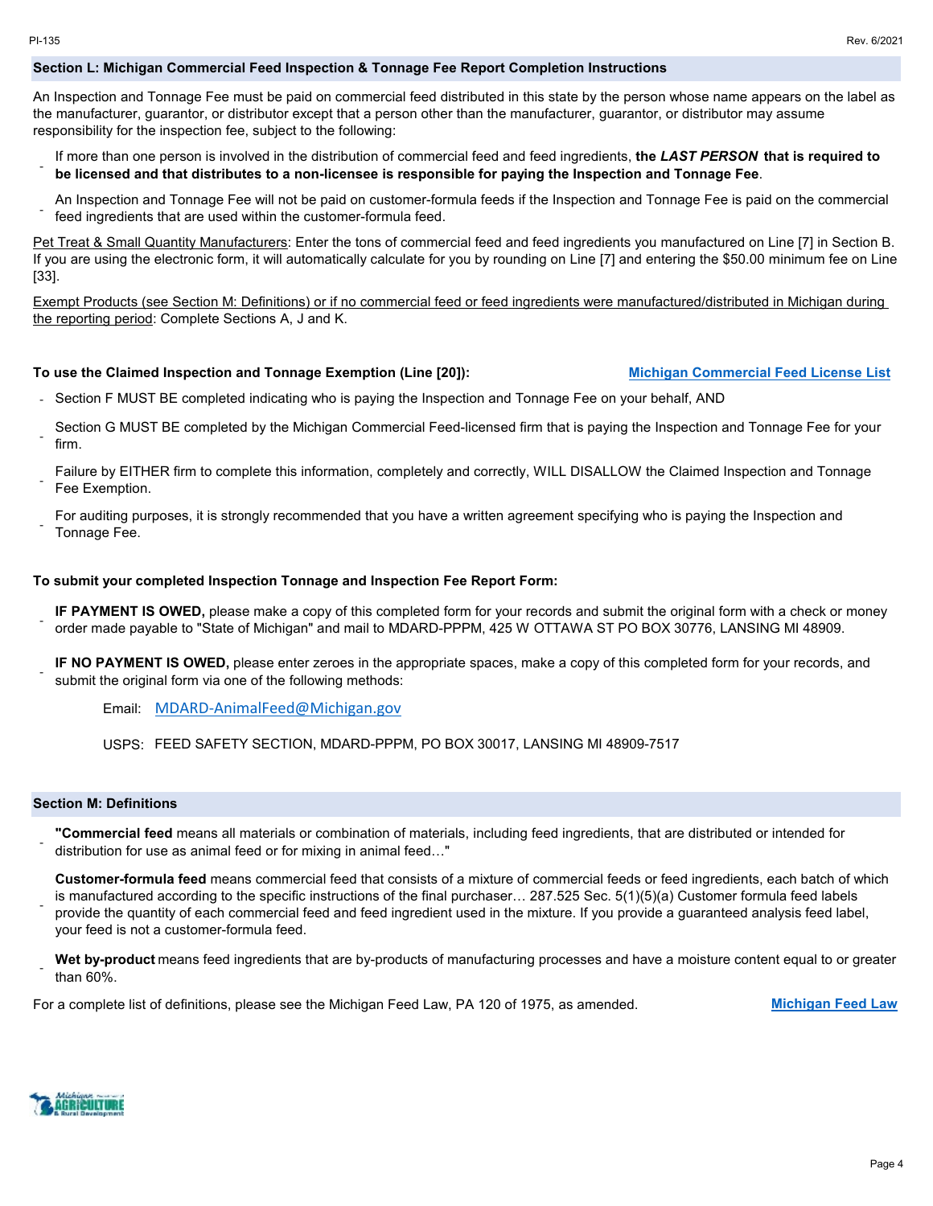## Section L: Michigan Commercial Feed Inspection & Tonnage Fee Report Completion Instructions

An Inspection and Tonnage Fee must be paid on commercial feed distributed in this state by the person whose name appears on the label as the manufacturer, guarantor, or distributor except that a person other than the manufacturer, guarantor, or distributor may assume responsibility for the inspection fee, subject to the following:

- If more than one person is involved in the distribution of commercial feed and feed ingredients, **the *LAST PERSON* that is required to be licensed and that distributes to a non-licensee is responsible for paying the Inspection and Tonnage Fee**.
- An Inspection and Tonnage Fee will not be paid on customer-formula feeds if the Inspection and Tonnage Fee is paid on the commercial feed ingredients that are used within the customer-formula feed.

Pet Treat & Small Quantity Manufacturers: Enter the tons of commercial feed and feed ingredients you manufactured on Line [7] in Section B. If you are using the electronic form, it will automatically calculate for you by rounding on Line [7] and entering the $50.00 minimum fee on Line [33].

Exempt Products (see Section M: Definitions) or if no commercial feed or feed ingredients were manufactured/distributed in Michigan during the reporting period: Complete Sections A, J and K.

**To use the Claimed Inspection and Tonnage Exemption (Line [20]):** **Michigan Commercial Feed License List**

- Section F MUST BE completed indicating who is paying the Inspection and Tonnage Fee on your behalf, AND
- Section G MUST BE completed by the Michigan Commercial Feed-licensed firm that is paying the Inspection and Tonnage Fee for your firm.
- Failure by EITHER firm to complete this information, completely and correctly, WILL DISALLOW the Claimed Inspection and Tonnage Fee Exemption.
- For auditing purposes, it is strongly recommended that you have a written agreement specifying who is paying the Inspection and Tonnage Fee.

**To submit your completed Inspection Tonnage and Inspection Fee Report Form:**

- **IF PAYMENT IS OWED,** please make a copy of this completed form for your records and submit the original form with a check or money order made payable to "State of Michigan" and mail to MDARD-PPPM, 425 W OTTAWA ST PO BOX 30776, LANSING MI 48909.
- **IF NO PAYMENT IS OWED,** please enter zeroes in the appropriate spaces, make a copy of this completed form for your records, and submit the original form via one of the following methods:

  Email: MDARD-AnimalFeed@Michigan.gov

  USPS: FEED SAFETY SECTION, MDARD-PPPM, PO BOX 30017, LANSING MI 48909-7517

## Section M: Definitions

- **"Commercial feed** means all materials or combination of materials, including feed ingredients, that are distributed or intended for distribution for use as animal feed or for mixing in animal feed…"
- **Customer-formula feed** means commercial feed that consists of a mixture of commercial feeds or feed ingredients, each batch of which is manufactured according to the specific instructions of the final purchaser… 287.525 Sec. 5(1)(5)(a) Customer formula feed labels provide the quantity of each commercial feed and feed ingredient used in the mixture. If you provide a guaranteed analysis feed label, your feed is not a customer-formula feed.
- **Wet by-product** means feed ingredients that are by-products of manufacturing processes and have a moisture content equal to or greater than 60%.

For a complete list of definitions, please see the Michigan Feed Law, PA 120 of 1975, as amended. **Michigan Feed Law**